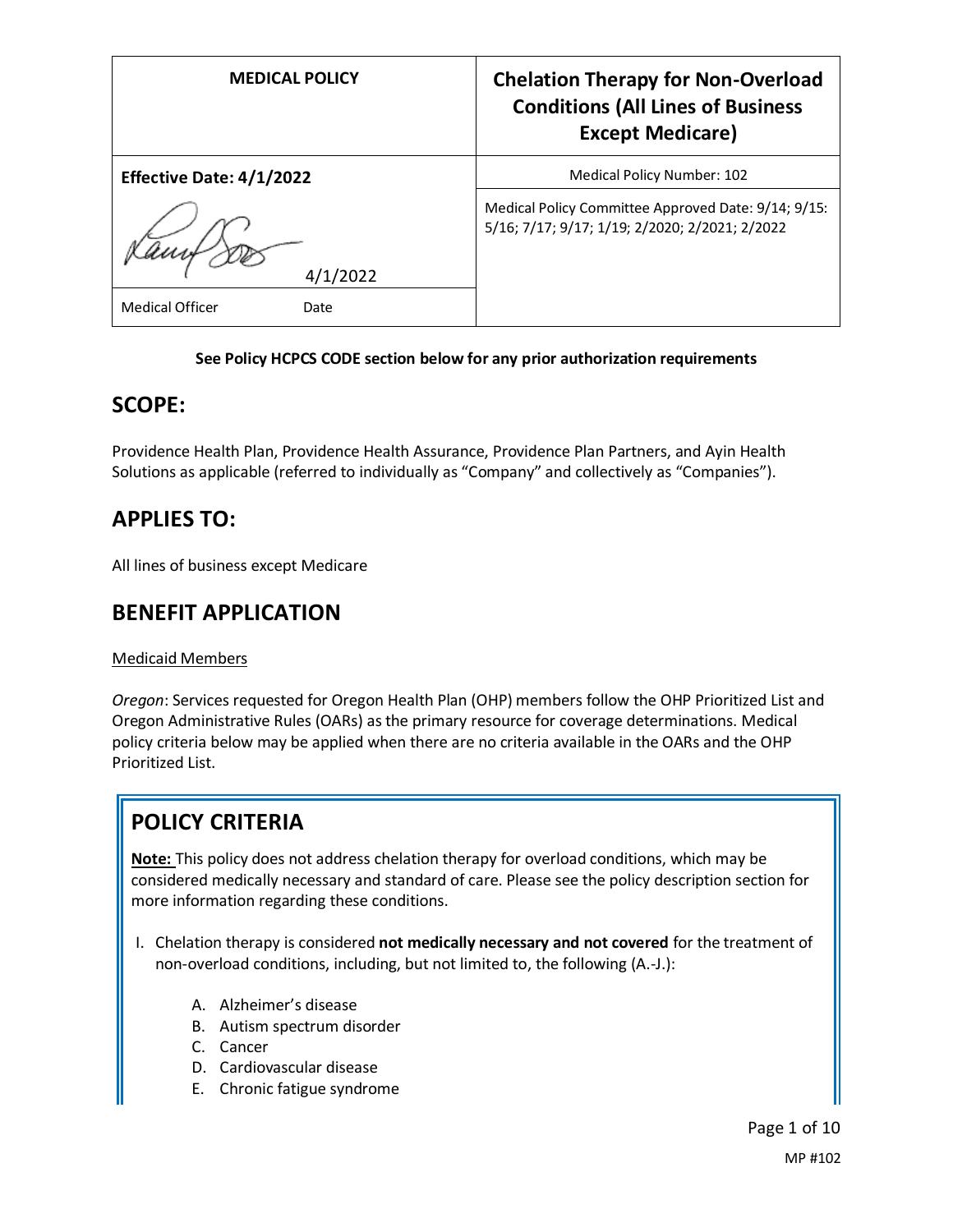| MEDICAL POLICY | Chelation Therapy for Non-Overload Conditions (All Lines of Business Except Medicare) |
|---|---|
| **Effective Date: 4/1/2022** | Medical Policy Number: 102 |
| 4/1/2022 | Medical Policy Committee Approved Date: 9/14; 9/15: 5/16; 7/17; 9/17; 1/19; 2/2020; 2/2021; 2/2022 |
| Medical Officer Date | |

**See Policy HCPCS CODE section below for any prior authorization requirements**

## SCOPE:

Providence Health Plan, Providence Health Assurance, Providence Plan Partners, and Ayin Health Solutions as applicable (referred to individually as "Company" and collectively as "Companies").

## APPLIES TO:

All lines of business except Medicare

## BENEFIT APPLICATION

Medicaid Members

*Oregon*: Services requested for Oregon Health Plan (OHP) members follow the OHP Prioritized List and Oregon Administrative Rules (OARs) as the primary resource for coverage determinations. Medical policy criteria below may be applied when there are no criteria available in the OARs and the OHP Prioritized List.

## POLICY CRITERIA

**Note:** This policy does not address chelation therapy for overload conditions, which may be considered medically necessary and standard of care. Please see the policy description section for more information regarding these conditions.

I. Chelation therapy is considered **not medically necessary and not covered** for the treatment of non-overload conditions, including, but not limited to, the following (A.-J.):

   A. Alzheimer's disease
   B. Autism spectrum disorder
   C. Cancer
   D. Cardiovascular disease
   E. Chronic fatigue syndrome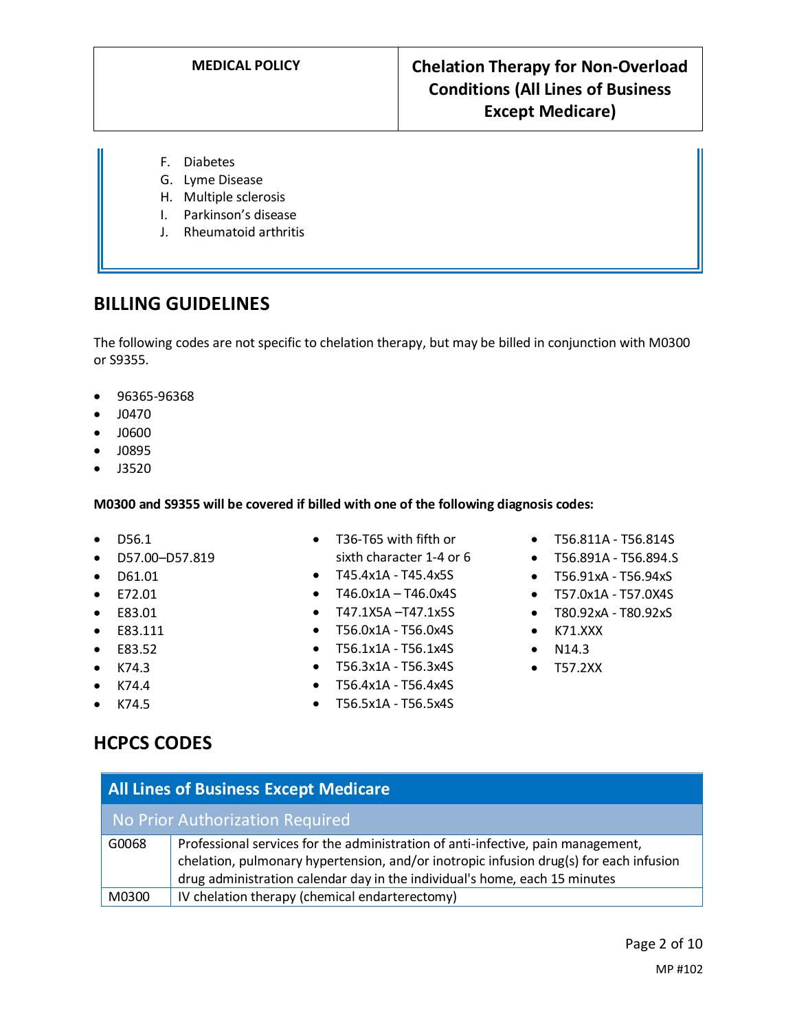F. Diabetes
G. Lyme Disease
H. Multiple sclerosis
I. Parkinson's disease
J. Rheumatoid arthritis

## BILLING GUIDELINES

The following codes are not specific to chelation therapy, but may be billed in conjunction with M0300 or S9355.

- 96365-96368
- J0470
- J0600
- J0895
- J3520

**M0300 and S9355 will be covered if billed with one of the following diagnosis codes:**

- D56.1
- D57.00–D57.819
- D61.01
- E72.01
- E83.01
- E83.111
- E83.52
- K74.3
- K74.4
- K74.5
- T36-T65 with fifth or sixth character 1-4 or 6
- T45.4x1A - T45.4x5S
- T46.0x1A – T46.0x4S
- T47.1X5A –T47.1x5S
- T56.0x1A - T56.0x4S
- T56.1x1A - T56.1x4S
- T56.3x1A - T56.3x4S
- T56.4x1A - T56.4x4S
- T56.5x1A - T56.5x4S
- T56.811A - T56.814S
- T56.891A - T56.894.S
- T56.91xA - T56.94xS
- T57.0x1A - T57.0X4S
- T80.92xA - T80.92xS
- K71.XXX
- N14.3
- T57.2XX

## HCPCS CODES

| All Lines of Business Except Medicare | |
|---|---|
| **No Prior Authorization Required** | |
| G0068 | Professional services for the administration of anti-infective, pain management, chelation, pulmonary hypertension, and/or inotropic infusion drug(s) for each infusion drug administration calendar day in the individual's home, each 15 minutes |
| M0300 | IV chelation therapy (chemical endarterectomy) |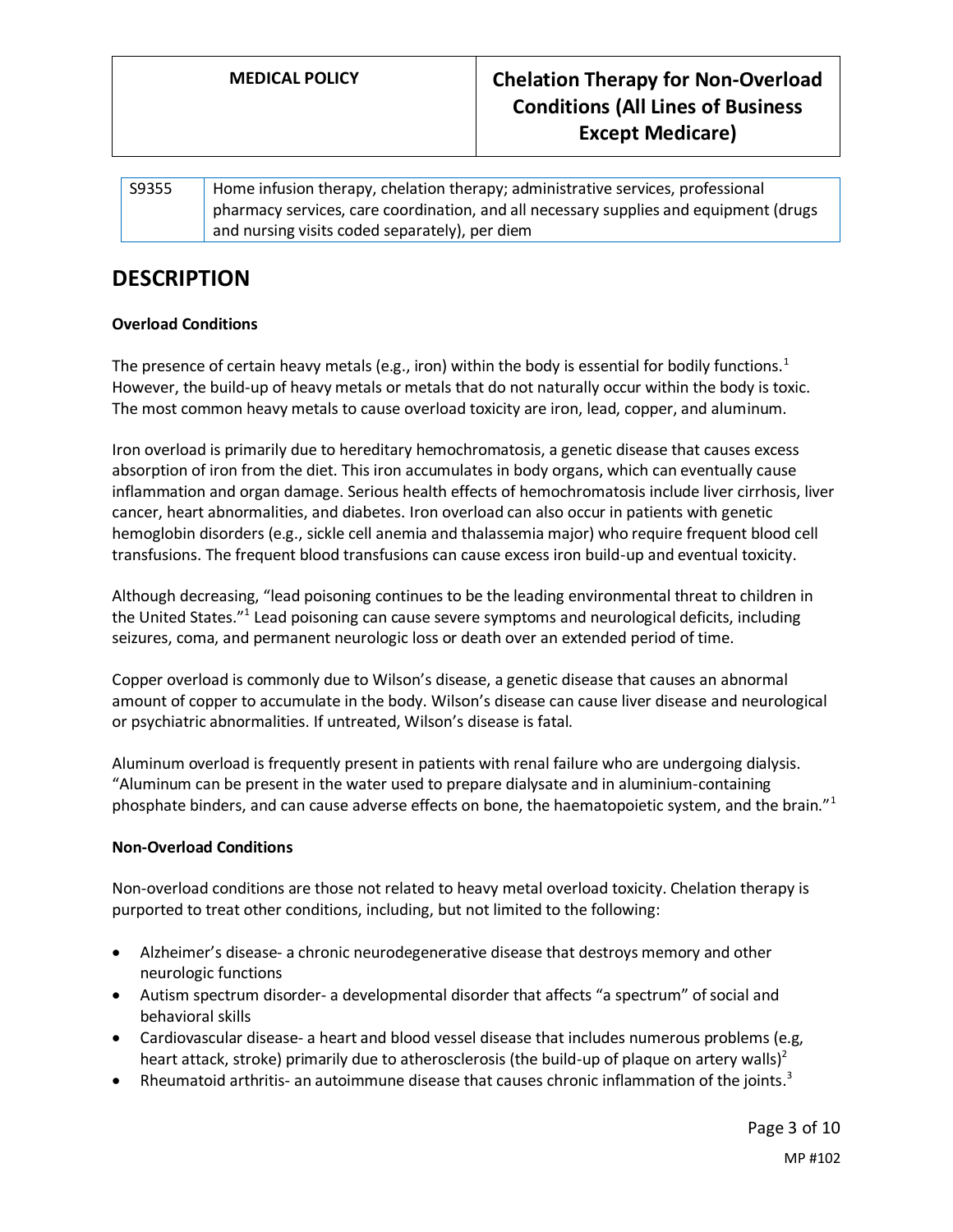| S9355 | Home infusion therapy, chelation therapy; administrative services, professional pharmacy services, care coordination, and all necessary supplies and equipment (drugs and nursing visits coded separately), per diem |
|---|---|

# DESCRIPTION

**Overload Conditions**

The presence of certain heavy metals (e.g., iron) within the body is essential for bodily functions.[1] However, the build-up of heavy metals or metals that do not naturally occur within the body is toxic. The most common heavy metals to cause overload toxicity are iron, lead, copper, and aluminum.

Iron overload is primarily due to hereditary hemochromatosis, a genetic disease that causes excess absorption of iron from the diet. This iron accumulates in body organs, which can eventually cause inflammation and organ damage. Serious health effects of hemochromatosis include liver cirrhosis, liver cancer, heart abnormalities, and diabetes. Iron overload can also occur in patients with genetic hemoglobin disorders (e.g., sickle cell anemia and thalassemia major) who require frequent blood cell transfusions. The frequent blood transfusions can cause excess iron build-up and eventual toxicity.

Although decreasing, "lead poisoning continues to be the leading environmental threat to children in the United States."[1] Lead poisoning can cause severe symptoms and neurological deficits, including seizures, coma, and permanent neurologic loss or death over an extended period of time.

Copper overload is commonly due to Wilson's disease, a genetic disease that causes an abnormal amount of copper to accumulate in the body. Wilson's disease can cause liver disease and neurological or psychiatric abnormalities. If untreated, Wilson's disease is fatal.

Aluminum overload is frequently present in patients with renal failure who are undergoing dialysis. "Aluminum can be present in the water used to prepare dialysate and in aluminium-containing phosphate binders, and can cause adverse effects on bone, the haematopoietic system, and the brain."[1]

**Non-Overload Conditions**

Non-overload conditions are those not related to heavy metal overload toxicity. Chelation therapy is purported to treat other conditions, including, but not limited to the following:

- Alzheimer's disease- a chronic neurodegenerative disease that destroys memory and other neurologic functions
- Autism spectrum disorder- a developmental disorder that affects "a spectrum" of social and behavioral skills
- Cardiovascular disease- a heart and blood vessel disease that includes numerous problems (e.g, heart attack, stroke) primarily due to atherosclerosis (the build-up of plaque on artery walls)[2]
- Rheumatoid arthritis- an autoimmune disease that causes chronic inflammation of the joints.[3]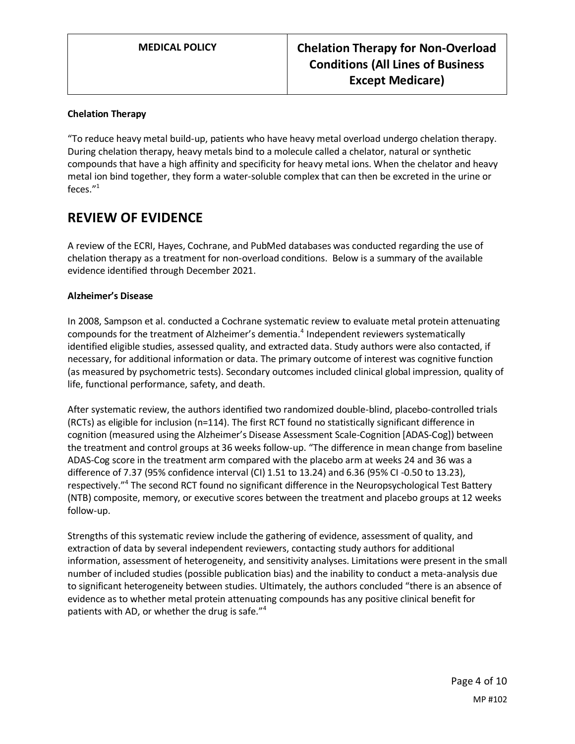**Chelation Therapy**

"To reduce heavy metal build-up, patients who have heavy metal overload undergo chelation therapy. During chelation therapy, heavy metals bind to a molecule called a chelator, natural or synthetic compounds that have a high affinity and specificity for heavy metal ions. When the chelator and heavy metal ion bind together, they form a water-soluble complex that can then be excreted in the urine or feces."[1]

## REVIEW OF EVIDENCE

A review of the ECRI, Hayes, Cochrane, and PubMed databases was conducted regarding the use of chelation therapy as a treatment for non-overload conditions. Below is a summary of the available evidence identified through December 2021.

**Alzheimer's Disease**

In 2008, Sampson et al. conducted a Cochrane systematic review to evaluate metal protein attenuating compounds for the treatment of Alzheimer's dementia.[4] Independent reviewers systematically identified eligible studies, assessed quality, and extracted data. Study authors were also contacted, if necessary, for additional information or data. The primary outcome of interest was cognitive function (as measured by psychometric tests). Secondary outcomes included clinical global impression, quality of life, functional performance, safety, and death.

After systematic review, the authors identified two randomized double-blind, placebo-controlled trials (RCTs) as eligible for inclusion (n=114). The first RCT found no statistically significant difference in cognition (measured using the Alzheimer's Disease Assessment Scale-Cognition [ADAS-Cog]) between the treatment and control groups at 36 weeks follow-up. "The difference in mean change from baseline ADAS-Cog score in the treatment arm compared with the placebo arm at weeks 24 and 36 was a difference of 7.37 (95% confidence interval (CI) 1.51 to 13.24) and 6.36 (95% CI -0.50 to 13.23), respectively."[4] The second RCT found no significant difference in the Neuropsychological Test Battery (NTB) composite, memory, or executive scores between the treatment and placebo groups at 12 weeks follow-up.

Strengths of this systematic review include the gathering of evidence, assessment of quality, and extraction of data by several independent reviewers, contacting study authors for additional information, assessment of heterogeneity, and sensitivity analyses. Limitations were present in the small number of included studies (possible publication bias) and the inability to conduct a meta-analysis due to significant heterogeneity between studies. Ultimately, the authors concluded "there is an absence of evidence as to whether metal protein attenuating compounds has any positive clinical benefit for patients with AD, or whether the drug is safe."[4]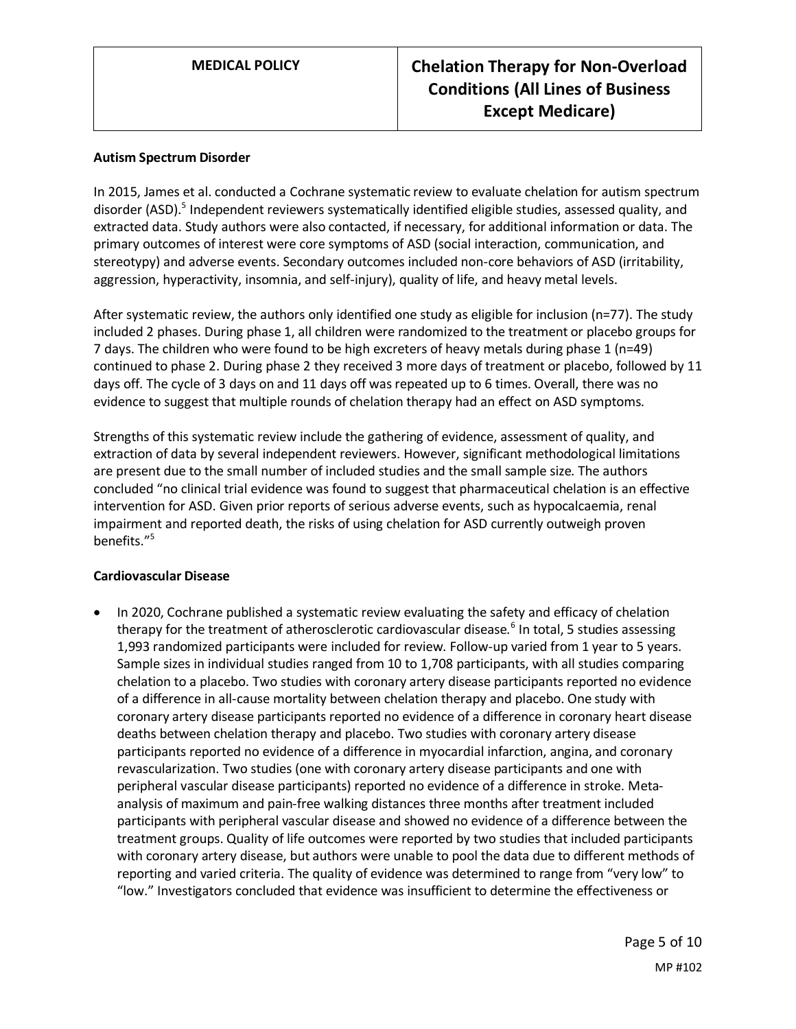### Autism Spectrum Disorder

In 2015, James et al. conducted a Cochrane systematic review to evaluate chelation for autism spectrum disorder (ASD).[5] Independent reviewers systematically identified eligible studies, assessed quality, and extracted data. Study authors were also contacted, if necessary, for additional information or data. The primary outcomes of interest were core symptoms of ASD (social interaction, communication, and stereotypy) and adverse events. Secondary outcomes included non-core behaviors of ASD (irritability, aggression, hyperactivity, insomnia, and self-injury), quality of life, and heavy metal levels.

After systematic review, the authors only identified one study as eligible for inclusion (n=77). The study included 2 phases. During phase 1, all children were randomized to the treatment or placebo groups for 7 days. The children who were found to be high excreters of heavy metals during phase 1 (n=49) continued to phase 2. During phase 2 they received 3 more days of treatment or placebo, followed by 11 days off. The cycle of 3 days on and 11 days off was repeated up to 6 times. Overall, there was no evidence to suggest that multiple rounds of chelation therapy had an effect on ASD symptoms.

Strengths of this systematic review include the gathering of evidence, assessment of quality, and extraction of data by several independent reviewers. However, significant methodological limitations are present due to the small number of included studies and the small sample size. The authors concluded "no clinical trial evidence was found to suggest that pharmaceutical chelation is an effective intervention for ASD. Given prior reports of serious adverse events, such as hypocalcaemia, renal impairment and reported death, the risks of using chelation for ASD currently outweigh proven benefits."[5]

### Cardiovascular Disease

- In 2020, Cochrane published a systematic review evaluating the safety and efficacy of chelation therapy for the treatment of atherosclerotic cardiovascular disease.[6] In total, 5 studies assessing 1,993 randomized participants were included for review. Follow-up varied from 1 year to 5 years. Sample sizes in individual studies ranged from 10 to 1,708 participants, with all studies comparing chelation to a placebo. Two studies with coronary artery disease participants reported no evidence of a difference in all-cause mortality between chelation therapy and placebo. One study with coronary artery disease participants reported no evidence of a difference in coronary heart disease deaths between chelation therapy and placebo. Two studies with coronary artery disease participants reported no evidence of a difference in myocardial infarction, angina, and coronary revascularization. Two studies (one with coronary artery disease participants and one with peripheral vascular disease participants) reported no evidence of a difference in stroke. Meta-analysis of maximum and pain-free walking distances three months after treatment included participants with peripheral vascular disease and showed no evidence of a difference between the treatment groups. Quality of life outcomes were reported by two studies that included participants with coronary artery disease, but authors were unable to pool the data due to different methods of reporting and varied criteria. The quality of evidence was determined to range from "very low" to "low." Investigators concluded that evidence was insufficient to determine the effectiveness or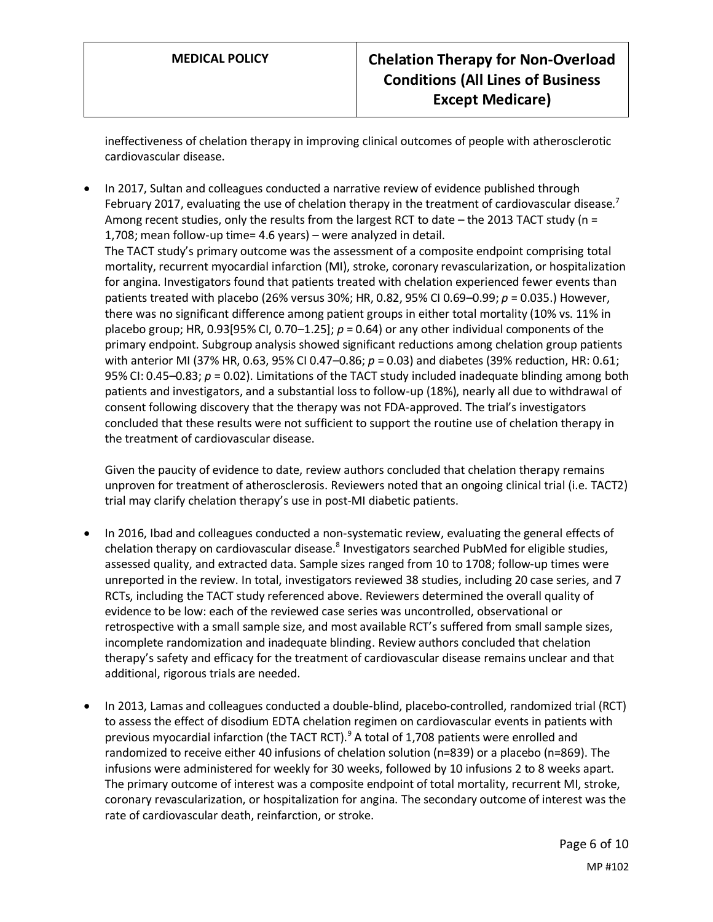ineffectiveness of chelation therapy in improving clinical outcomes of people with atherosclerotic cardiovascular disease.

- In 2017, Sultan and colleagues conducted a narrative review of evidence published through February 2017, evaluating the use of chelation therapy in the treatment of cardiovascular disease.[7] Among recent studies, only the results from the largest RCT to date – the 2013 TACT study (n = 1,708; mean follow-up time= 4.6 years) – were analyzed in detail.
The TACT study's primary outcome was the assessment of a composite endpoint comprising total mortality, recurrent myocardial infarction (MI), stroke, coronary revascularization, or hospitalization for angina. Investigators found that patients treated with chelation experienced fewer events than patients treated with placebo (26% versus 30%; HR, 0.82, 95% CI 0.69–0.99; *p* = 0.035.) However, there was no significant difference among patient groups in either total mortality (10% vs. 11% in placebo group; HR, 0.93[95% CI, 0.70–1.25]; *p* = 0.64) or any other individual components of the primary endpoint. Subgroup analysis showed significant reductions among chelation group patients with anterior MI (37% HR, 0.63, 95% CI 0.47–0.86; *p* = 0.03) and diabetes (39% reduction, HR: 0.61; 95% CI: 0.45–0.83; *p* = 0.02). Limitations of the TACT study included inadequate blinding among both patients and investigators, and a substantial loss to follow-up (18%), nearly all due to withdrawal of consent following discovery that the therapy was not FDA-approved. The trial's investigators concluded that these results were not sufficient to support the routine use of chelation therapy in the treatment of cardiovascular disease.

  Given the paucity of evidence to date, review authors concluded that chelation therapy remains unproven for treatment of atherosclerosis. Reviewers noted that an ongoing clinical trial (i.e. TACT2) trial may clarify chelation therapy's use in post-MI diabetic patients.

- In 2016, Ibad and colleagues conducted a non-systematic review, evaluating the general effects of chelation therapy on cardiovascular disease.[8] Investigators searched PubMed for eligible studies, assessed quality, and extracted data. Sample sizes ranged from 10 to 1708; follow-up times were unreported in the review. In total, investigators reviewed 38 studies, including 20 case series, and 7 RCTs, including the TACT study referenced above. Reviewers determined the overall quality of evidence to be low: each of the reviewed case series was uncontrolled, observational or retrospective with a small sample size, and most available RCT's suffered from small sample sizes, incomplete randomization and inadequate blinding. Review authors concluded that chelation therapy's safety and efficacy for the treatment of cardiovascular disease remains unclear and that additional, rigorous trials are needed.

- In 2013, Lamas and colleagues conducted a double-blind, placebo-controlled, randomized trial (RCT) to assess the effect of disodium EDTA chelation regimen on cardiovascular events in patients with previous myocardial infarction (the TACT RCT).[9] A total of 1,708 patients were enrolled and randomized to receive either 40 infusions of chelation solution (n=839) or a placebo (n=869). The infusions were administered for weekly for 30 weeks, followed by 10 infusions 2 to 8 weeks apart. The primary outcome of interest was a composite endpoint of total mortality, recurrent MI, stroke, coronary revascularization, or hospitalization for angina. The secondary outcome of interest was the rate of cardiovascular death, reinfarction, or stroke.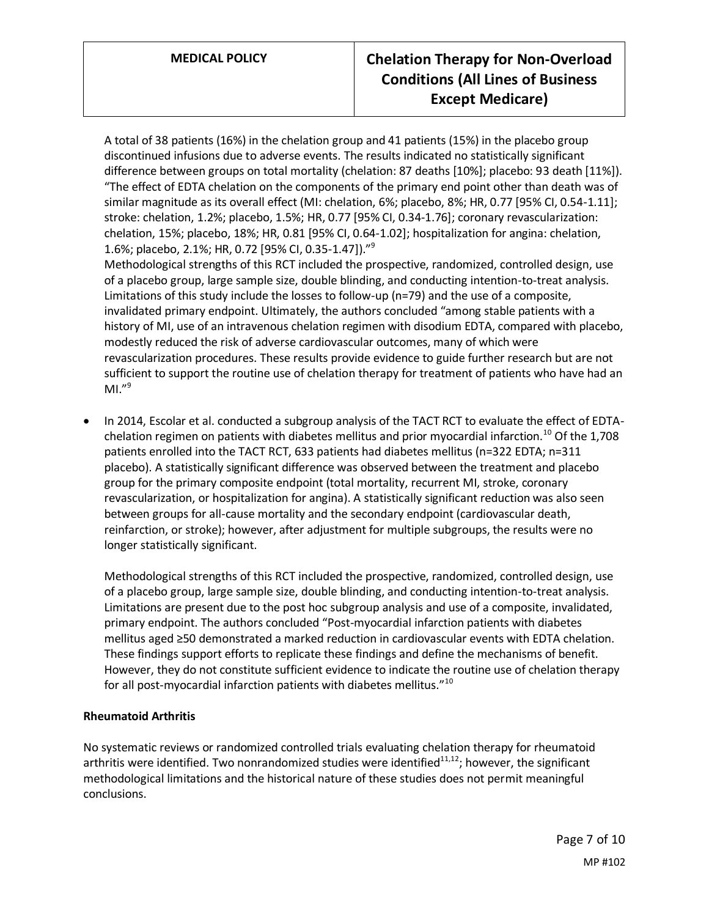A total of 38 patients (16%) in the chelation group and 41 patients (15%) in the placebo group discontinued infusions due to adverse events. The results indicated no statistically significant difference between groups on total mortality (chelation: 87 deaths [10%]; placebo: 93 death [11%]). "The effect of EDTA chelation on the components of the primary end point other than death was of similar magnitude as its overall effect (MI: chelation, 6%; placebo, 8%; HR, 0.77 [95% CI, 0.54-1.11]; stroke: chelation, 1.2%; placebo, 1.5%; HR, 0.77 [95% CI, 0.34-1.76]; coronary revascularization: chelation, 15%; placebo, 18%; HR, 0.81 [95% CI, 0.64-1.02]; hospitalization for angina: chelation, 1.6%; placebo, 2.1%; HR, 0.72 [95% CI, 0.35-1.47])."[9]

Methodological strengths of this RCT included the prospective, randomized, controlled design, use of a placebo group, large sample size, double blinding, and conducting intention-to-treat analysis. Limitations of this study include the losses to follow-up (n=79) and the use of a composite, invalidated primary endpoint. Ultimately, the authors concluded "among stable patients with a history of MI, use of an intravenous chelation regimen with disodium EDTA, compared with placebo, modestly reduced the risk of adverse cardiovascular outcomes, many of which were revascularization procedures. These results provide evidence to guide further research but are not sufficient to support the routine use of chelation therapy for treatment of patients who have had an MI."[9]

- In 2014, Escolar et al. conducted a subgroup analysis of the TACT RCT to evaluate the effect of EDTA-chelation regimen on patients with diabetes mellitus and prior myocardial infarction.[10] Of the 1,708 patients enrolled into the TACT RCT, 633 patients had diabetes mellitus (n=322 EDTA; n=311 placebo). A statistically significant difference was observed between the treatment and placebo group for the primary composite endpoint (total mortality, recurrent MI, stroke, coronary revascularization, or hospitalization for angina). A statistically significant reduction was also seen between groups for all-cause mortality and the secondary endpoint (cardiovascular death, reinfarction, or stroke); however, after adjustment for multiple subgroups, the results were no longer statistically significant.

  Methodological strengths of this RCT included the prospective, randomized, controlled design, use of a placebo group, large sample size, double blinding, and conducting intention-to-treat analysis. Limitations are present due to the post hoc subgroup analysis and use of a composite, invalidated, primary endpoint. The authors concluded "Post-myocardial infarction patients with diabetes mellitus aged ≥50 demonstrated a marked reduction in cardiovascular events with EDTA chelation. These findings support efforts to replicate these findings and define the mechanisms of benefit. However, they do not constitute sufficient evidence to indicate the routine use of chelation therapy for all post-myocardial infarction patients with diabetes mellitus."[10]

**Rheumatoid Arthritis**

No systematic reviews or randomized controlled trials evaluating chelation therapy for rheumatoid arthritis were identified. Two nonrandomized studies were identified[11,12]; however, the significant methodological limitations and the historical nature of these studies does not permit meaningful conclusions.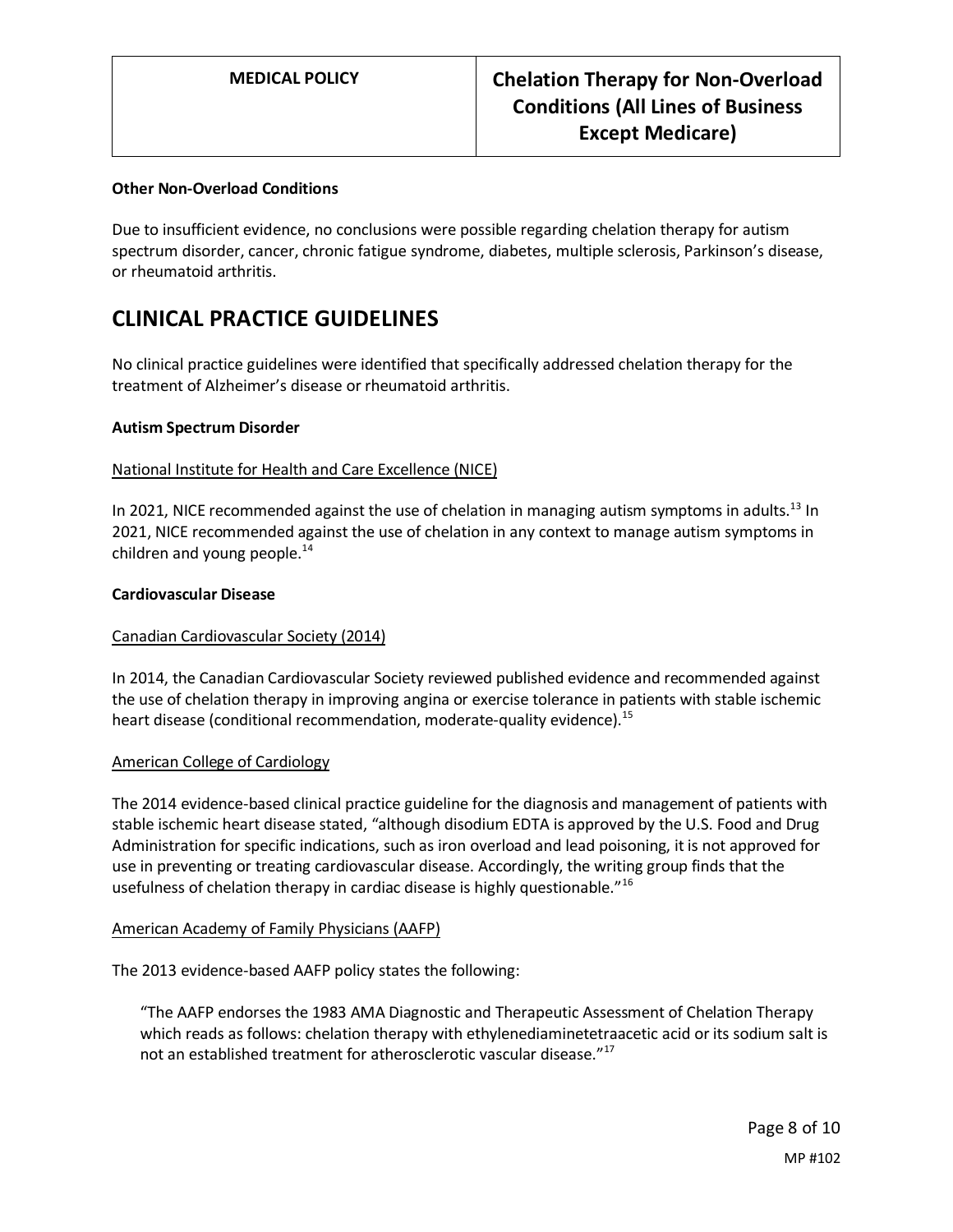### Other Non-Overload Conditions

Due to insufficient evidence, no conclusions were possible regarding chelation therapy for autism spectrum disorder, cancer, chronic fatigue syndrome, diabetes, multiple sclerosis, Parkinson's disease, or rheumatoid arthritis.

# CLINICAL PRACTICE GUIDELINES

No clinical practice guidelines were identified that specifically addressed chelation therapy for the treatment of Alzheimer's disease or rheumatoid arthritis.

### Autism Spectrum Disorder

National Institute for Health and Care Excellence (NICE)

In 2021, NICE recommended against the use of chelation in managing autism symptoms in adults.[13] In 2021, NICE recommended against the use of chelation in any context to manage autism symptoms in children and young people.[14]

### Cardiovascular Disease

Canadian Cardiovascular Society (2014)

In 2014, the Canadian Cardiovascular Society reviewed published evidence and recommended against the use of chelation therapy in improving angina or exercise tolerance in patients with stable ischemic heart disease (conditional recommendation, moderate-quality evidence).[15]

American College of Cardiology

The 2014 evidence-based clinical practice guideline for the diagnosis and management of patients with stable ischemic heart disease stated, "although disodium EDTA is approved by the U.S. Food and Drug Administration for specific indications, such as iron overload and lead poisoning, it is not approved for use in preventing or treating cardiovascular disease. Accordingly, the writing group finds that the usefulness of chelation therapy in cardiac disease is highly questionable."[16]

American Academy of Family Physicians (AAFP)

The 2013 evidence-based AAFP policy states the following:

> "The AAFP endorses the 1983 AMA Diagnostic and Therapeutic Assessment of Chelation Therapy which reads as follows: chelation therapy with ethylenediaminetetraacetic acid or its sodium salt is not an established treatment for atherosclerotic vascular disease."[17]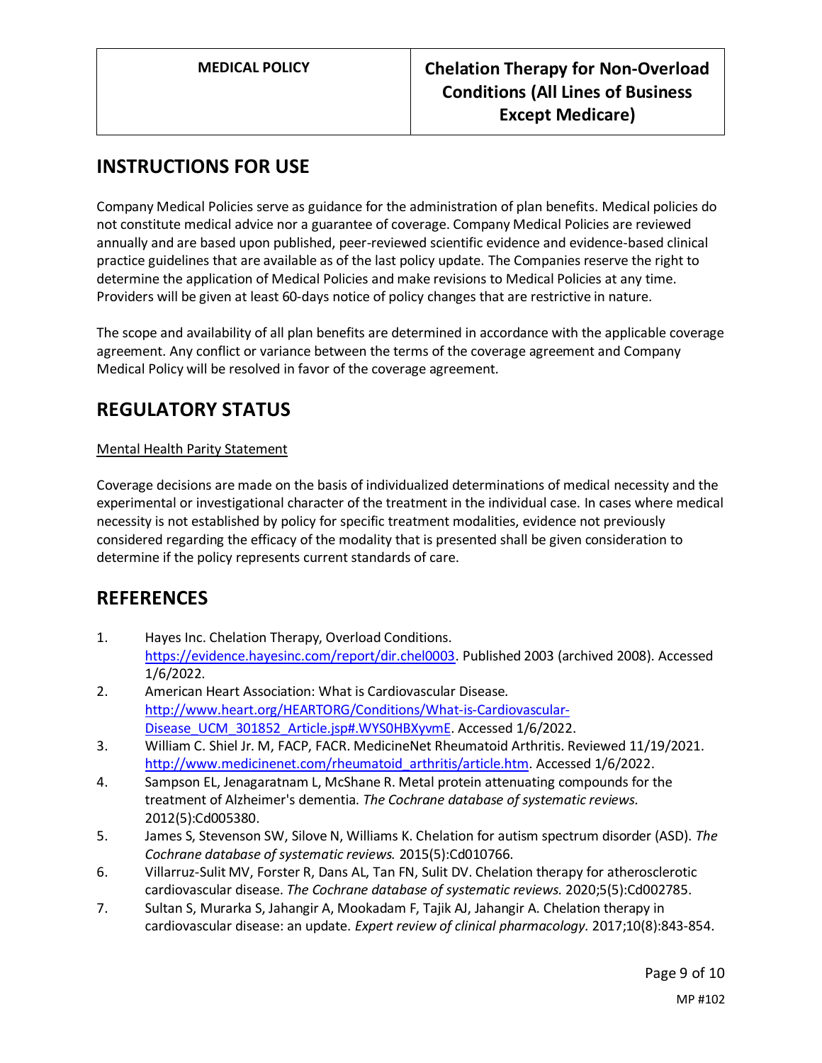## INSTRUCTIONS FOR USE

Company Medical Policies serve as guidance for the administration of plan benefits. Medical policies do not constitute medical advice nor a guarantee of coverage. Company Medical Policies are reviewed annually and are based upon published, peer-reviewed scientific evidence and evidence-based clinical practice guidelines that are available as of the last policy update. The Companies reserve the right to determine the application of Medical Policies and make revisions to Medical Policies at any time. Providers will be given at least 60-days notice of policy changes that are restrictive in nature.

The scope and availability of all plan benefits are determined in accordance with the applicable coverage agreement. Any conflict or variance between the terms of the coverage agreement and Company Medical Policy will be resolved in favor of the coverage agreement.

## REGULATORY STATUS

Mental Health Parity Statement

Coverage decisions are made on the basis of individualized determinations of medical necessity and the experimental or investigational character of the treatment in the individual case. In cases where medical necessity is not established by policy for specific treatment modalities, evidence not previously considered regarding the efficacy of the modality that is presented shall be given consideration to determine if the policy represents current standards of care.

## REFERENCES

1. Hayes Inc. Chelation Therapy, Overload Conditions. https://evidence.hayesinc.com/report/dir.chel0003. Published 2003 (archived 2008). Accessed 1/6/2022.
2. American Heart Association: What is Cardiovascular Disease. http://www.heart.org/HEARTORG/Conditions/What-is-Cardiovascular-Disease_UCM_301852_Article.jsp#.WYS0HBXyvmE. Accessed 1/6/2022.
3. William C. Shiel Jr. M, FACP, FACR. MedicineNet Rheumatoid Arthritis. Reviewed 11/19/2021. http://www.medicinenet.com/rheumatoid_arthritis/article.htm. Accessed 1/6/2022.
4. Sampson EL, Jenagaratnam L, McShane R. Metal protein attenuating compounds for the treatment of Alzheimer's dementia. *The Cochrane database of systematic reviews.* 2012(5):Cd005380.
5. James S, Stevenson SW, Silove N, Williams K. Chelation for autism spectrum disorder (ASD). *The Cochrane database of systematic reviews.* 2015(5):Cd010766.
6. Villarruz-Sulit MV, Forster R, Dans AL, Tan FN, Sulit DV. Chelation therapy for atherosclerotic cardiovascular disease. *The Cochrane database of systematic reviews.* 2020;5(5):Cd002785.
7. Sultan S, Murarka S, Jahangir A, Mookadam F, Tajik AJ, Jahangir A. Chelation therapy in cardiovascular disease: an update. *Expert review of clinical pharmacology.* 2017;10(8):843-854.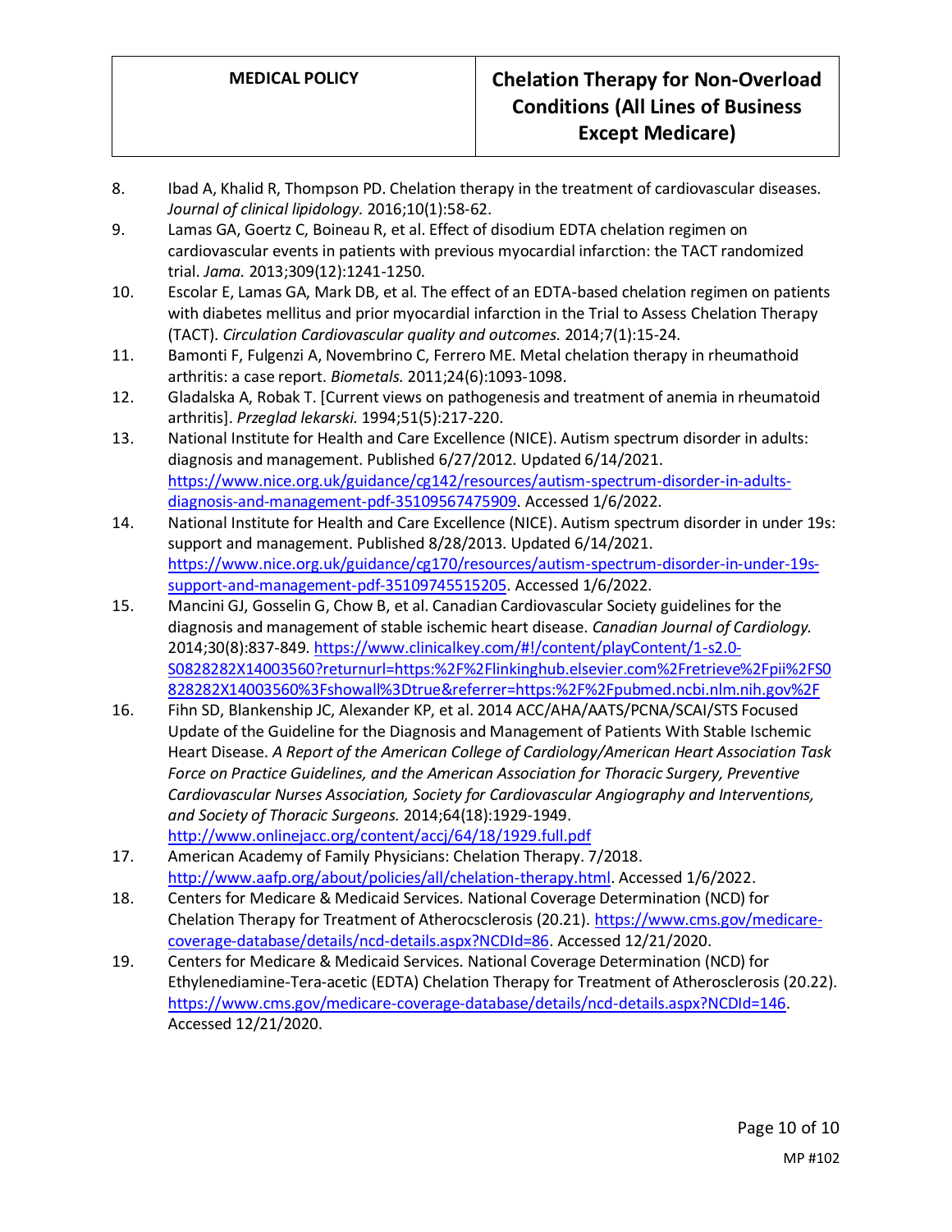8. Ibad A, Khalid R, Thompson PD. Chelation therapy in the treatment of cardiovascular diseases. *Journal of clinical lipidology.* 2016;10(1):58-62.
9. Lamas GA, Goertz C, Boineau R, et al. Effect of disodium EDTA chelation regimen on cardiovascular events in patients with previous myocardial infarction: the TACT randomized trial. *Jama.* 2013;309(12):1241-1250.
10. Escolar E, Lamas GA, Mark DB, et al. The effect of an EDTA-based chelation regimen on patients with diabetes mellitus and prior myocardial infarction in the Trial to Assess Chelation Therapy (TACT). *Circulation Cardiovascular quality and outcomes.* 2014;7(1):15-24.
11. Bamonti F, Fulgenzi A, Novembrino C, Ferrero ME. Metal chelation therapy in rheumathoid arthritis: a case report. *Biometals.* 2011;24(6):1093-1098.
12. Gladalska A, Robak T. [Current views on pathogenesis and treatment of anemia in rheumatoid arthritis]. *Przeglad lekarski.* 1994;51(5):217-220.
13. National Institute for Health and Care Excellence (NICE). Autism spectrum disorder in adults: diagnosis and management. Published 6/27/2012. Updated 6/14/2021. https://www.nice.org.uk/guidance/cg142/resources/autism-spectrum-disorder-in-adults-diagnosis-and-management-pdf-35109567475909. Accessed 1/6/2022.
14. National Institute for Health and Care Excellence (NICE). Autism spectrum disorder in under 19s: support and management. Published 8/28/2013. Updated 6/14/2021. https://www.nice.org.uk/guidance/cg170/resources/autism-spectrum-disorder-in-under-19s-support-and-management-pdf-35109745515205. Accessed 1/6/2022.
15. Mancini GJ, Gosselin G, Chow B, et al. Canadian Cardiovascular Society guidelines for the diagnosis and management of stable ischemic heart disease. *Canadian Journal of Cardiology.* 2014;30(8):837-849. https://www.clinicalkey.com/#!/content/playContent/1-s2.0-S0828282X14003560?returnurl=https:%2F%2Flinkinghub.elsevier.com%2Fretrieve%2Fpii%2FS0828282X14003560%3Fshowall%3Dtrue&referrer=https:%2F%2Fpubmed.ncbi.nlm.nih.gov%2F
16. Fihn SD, Blankenship JC, Alexander KP, et al. 2014 ACC/AHA/AATS/PCNA/SCAI/STS Focused Update of the Guideline for the Diagnosis and Management of Patients With Stable Ischemic Heart Disease. *A Report of the American College of Cardiology/American Heart Association Task Force on Practice Guidelines, and the American Association for Thoracic Surgery, Preventive Cardiovascular Nurses Association, Society for Cardiovascular Angiography and Interventions, and Society of Thoracic Surgeons.* 2014;64(18):1929-1949. http://www.onlinejacc.org/content/accj/64/18/1929.full.pdf
17. American Academy of Family Physicians: Chelation Therapy. 7/2018. http://www.aafp.org/about/policies/all/chelation-therapy.html. Accessed 1/6/2022.
18. Centers for Medicare & Medicaid Services. National Coverage Determination (NCD) for Chelation Therapy for Treatment of Atherocsclerosis (20.21). https://www.cms.gov/medicare-coverage-database/details/ncd-details.aspx?NCDId=86. Accessed 12/21/2020.
19. Centers for Medicare & Medicaid Services. National Coverage Determination (NCD) for Ethylenediamine-Tera-acetic (EDTA) Chelation Therapy for Treatment of Atherosclerosis (20.22). https://www.cms.gov/medicare-coverage-database/details/ncd-details.aspx?NCDId=146. Accessed 12/21/2020.